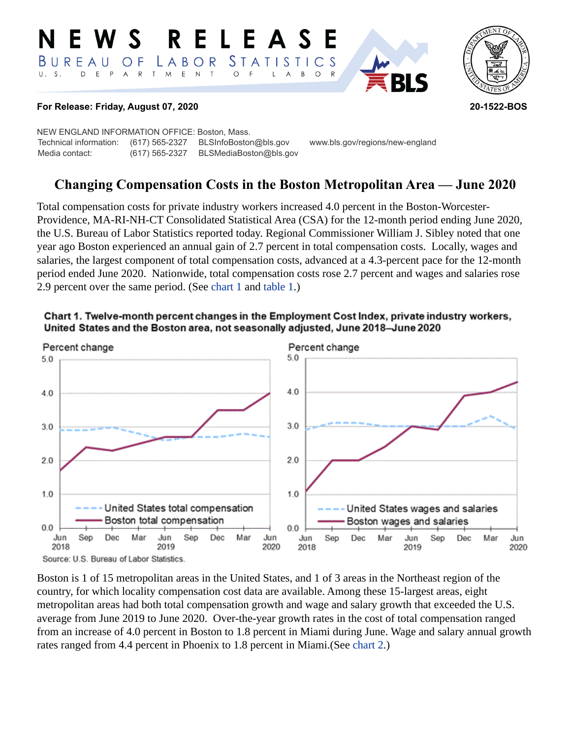# NEWS RELEASE

BUREAU OF LABOR STATISTICS

U. S. DEPARTMENT OF LABOR

**For Release: Friday, August 07, 2020** **20-1522-BOS**

NEW ENGLAND INFORMATION OFFICE: Boston, Mass.

Technical information: (617) 565-2327 BLSInfoBoston@bls.gov www.bls.gov/regions/new-england

Media contact: (617) 565-2327 BLSMediaBoston@bls.gov

## Changing Compensation Costs in the Boston Metropolitan Area — June 2020

Total compensation costs for private industry workers increased 4.0 percent in the Boston-Worcester-Providence, MA-RI-NH-CT Consolidated Statistical Area (CSA) for the 12-month period ending June 2020, the U.S. Bureau of Labor Statistics reported today. Regional Commissioner William J. Sibley noted that one year ago Boston experienced an annual gain of 2.7 percent in total compensation costs. Locally, wages and salaries, the largest component of total compensation costs, advanced at a 4.3-percent pace for the 12-month period ended June 2020. Nationwide, total compensation costs rose 2.7 percent and wages and salaries rose 2.9 percent over the same period. (See chart 1 and table 1.)

**Chart 1. Twelve-month percent changes in the Employment Cost Index, private industry workers, United States and the Boston area, not seasonally adjusted, June 2018–June 2020**

Source: U.S. Bureau of Labor Statistics.

Boston is 1 of 15 metropolitan areas in the United States, and 1 of 3 areas in the Northeast region of the country, for which locality compensation cost data are available. Among these 15-largest areas, eight metropolitan areas had both total compensation growth and wage and salary growth that exceeded the U.S. average from June 2019 to June 2020. Over-the-year growth rates in the cost of total compensation ranged from an increase of 4.0 percent in Boston to 1.8 percent in Miami during June. Wage and salary annual growth rates ranged from 4.4 percent in Phoenix to 1.8 percent in Miami.(See chart 2.)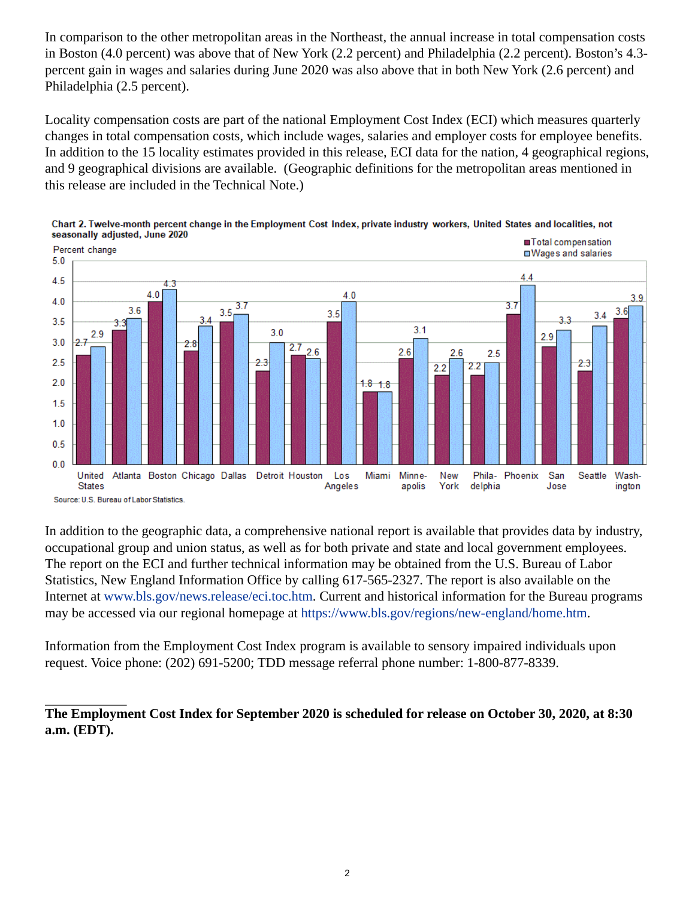In comparison to the other metropolitan areas in the Northeast, the annual increase in total compensation costs in Boston (4.0 percent) was above that of New York (2.2 percent) and Philadelphia (2.2 percent). Boston's 4.3-percent gain in wages and salaries during June 2020 was also above that in both New York (2.6 percent) and Philadelphia (2.5 percent).

Locality compensation costs are part of the national Employment Cost Index (ECI) which measures quarterly changes in total compensation costs, which include wages, salaries and employer costs for employee benefits. In addition to the 15 locality estimates provided in this release, ECI data for the nation, 4 geographical regions, and 9 geographical divisions are available. (Geographic definitions for the metropolitan areas mentioned in this release are included in the Technical Note.)

**Chart 2. Twelve-month percent change in the Employment Cost Index, private industry workers, United States and localities, not seasonally adjusted, June 2020**

| Area | Total compensation | Wages and salaries |
|---|---|---|
| United States | 2.7 | 2.9 |
| Atlanta | 3.3 | 3.6 |
| Boston | 4.0 | 4.3 |
| Chicago | 2.8 | 3.4 |
| Dallas | 3.5 | 3.7 |
| Detroit | 2.3 | 3.0 |
| Houston | 2.7 | 2.6 |
| Los Angeles | 3.5 | 4.0 |
| Miami | 1.8 | 1.8 |
| Minneapolis | 2.6 | 3.1 |
| New York | 2.2 | 2.6 |
| Philadelphia | 2.2 | 2.5 |
| Phoenix | 3.7 | 4.4 |
| San Jose | 2.9 | 3.3 |
| Seattle | 2.3 | 3.4 |
| Washington | 3.6 | 3.9 |

Source: U.S. Bureau of Labor Statistics.

In addition to the geographic data, a comprehensive national report is available that provides data by industry, occupational group and union status, as well as for both private and state and local government employees. The report on the ECI and further technical information may be obtained from the U.S. Bureau of Labor Statistics, New England Information Office by calling 617-565-2327. The report is also available on the Internet at www.bls.gov/news.release/eci.toc.htm. Current and historical information for the Bureau programs may be accessed via our regional homepage at https://www.bls.gov/regions/new-england/home.htm.

Information from the Employment Cost Index program is available to sensory impaired individuals upon request. Voice phone: (202) 691-5200; TDD message referral phone number: 1-800-877-8339.

---

**The Employment Cost Index for September 2020 is scheduled for release on October 30, 2020, at 8:30 a.m. (EDT).**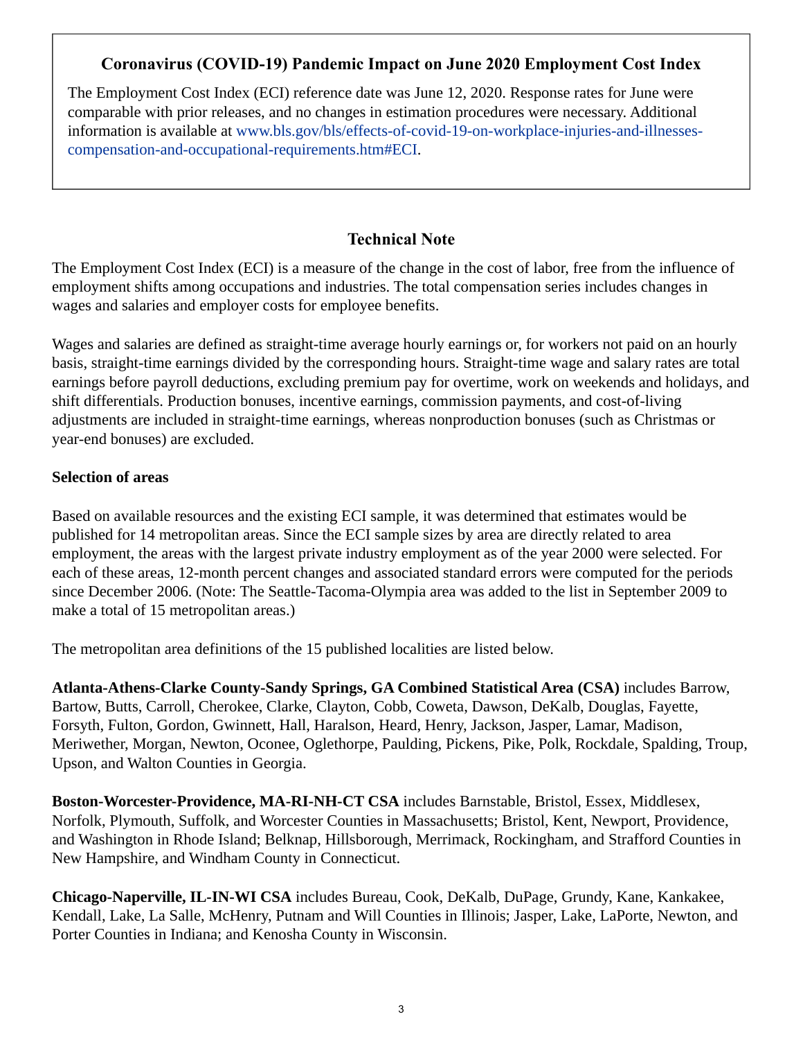## Coronavirus (COVID-19) Pandemic Impact on June 2020 Employment Cost Index

The Employment Cost Index (ECI) reference date was June 12, 2020. Response rates for June were comparable with prior releases, and no changes in estimation procedures were necessary. Additional information is available at www.bls.gov/bls/effects-of-covid-19-on-workplace-injuries-and-illnesses-compensation-and-occupational-requirements.htm#ECI.

## Technical Note

The Employment Cost Index (ECI) is a measure of the change in the cost of labor, free from the influence of employment shifts among occupations and industries. The total compensation series includes changes in wages and salaries and employer costs for employee benefits.

Wages and salaries are defined as straight-time average hourly earnings or, for workers not paid on an hourly basis, straight-time earnings divided by the corresponding hours. Straight-time wage and salary rates are total earnings before payroll deductions, excluding premium pay for overtime, work on weekends and holidays, and shift differentials. Production bonuses, incentive earnings, commission payments, and cost-of-living adjustments are included in straight-time earnings, whereas nonproduction bonuses (such as Christmas or year-end bonuses) are excluded.

### Selection of areas

Based on available resources and the existing ECI sample, it was determined that estimates would be published for 14 metropolitan areas. Since the ECI sample sizes by area are directly related to area employment, the areas with the largest private industry employment as of the year 2000 were selected. For each of these areas, 12-month percent changes and associated standard errors were computed for the periods since December 2006. (Note: The Seattle-Tacoma-Olympia area was added to the list in September 2009 to make a total of 15 metropolitan areas.)

The metropolitan area definitions of the 15 published localities are listed below.

**Atlanta-Athens-Clarke County-Sandy Springs, GA Combined Statistical Area (CSA)** includes Barrow, Bartow, Butts, Carroll, Cherokee, Clarke, Clayton, Cobb, Coweta, Dawson, DeKalb, Douglas, Fayette, Forsyth, Fulton, Gordon, Gwinnett, Hall, Haralson, Heard, Henry, Jackson, Jasper, Lamar, Madison, Meriwether, Morgan, Newton, Oconee, Oglethorpe, Paulding, Pickens, Pike, Polk, Rockdale, Spalding, Troup, Upson, and Walton Counties in Georgia.

**Boston-Worcester-Providence, MA-RI-NH-CT CSA** includes Barnstable, Bristol, Essex, Middlesex, Norfolk, Plymouth, Suffolk, and Worcester Counties in Massachusetts; Bristol, Kent, Newport, Providence, and Washington in Rhode Island; Belknap, Hillsborough, Merrimack, Rockingham, and Strafford Counties in New Hampshire, and Windham County in Connecticut.

**Chicago-Naperville, IL-IN-WI CSA** includes Bureau, Cook, DeKalb, DuPage, Grundy, Kane, Kankakee, Kendall, Lake, La Salle, McHenry, Putnam and Will Counties in Illinois; Jasper, Lake, LaPorte, Newton, and Porter Counties in Indiana; and Kenosha County in Wisconsin.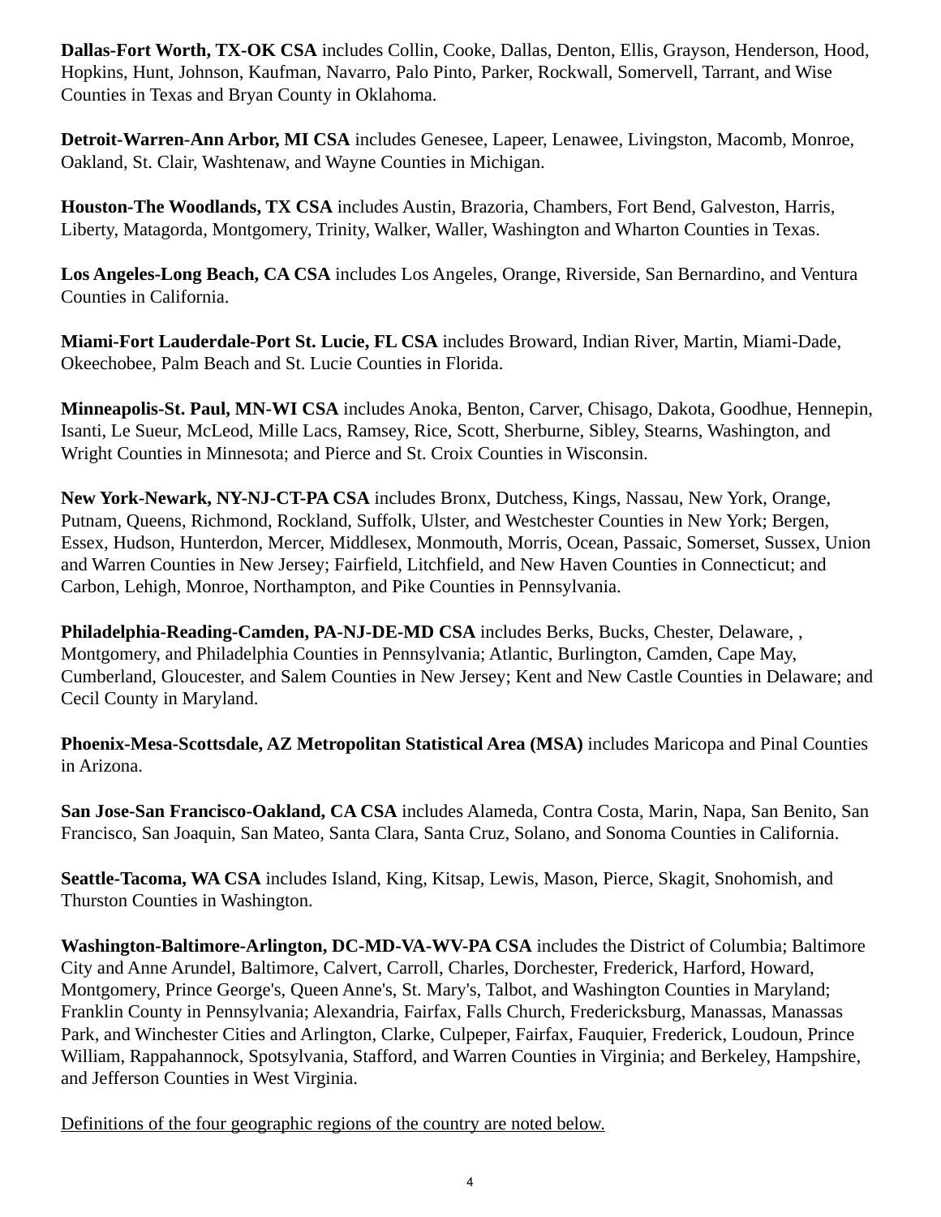**Dallas-Fort Worth, TX-OK CSA** includes Collin, Cooke, Dallas, Denton, Ellis, Grayson, Henderson, Hood, Hopkins, Hunt, Johnson, Kaufman, Navarro, Palo Pinto, Parker, Rockwall, Somervell, Tarrant, and Wise Counties in Texas and Bryan County in Oklahoma.

**Detroit-Warren-Ann Arbor, MI CSA** includes Genesee, Lapeer, Lenawee, Livingston, Macomb, Monroe, Oakland, St. Clair, Washtenaw, and Wayne Counties in Michigan.

**Houston-The Woodlands, TX CSA** includes Austin, Brazoria, Chambers, Fort Bend, Galveston, Harris, Liberty, Matagorda, Montgomery, Trinity, Walker, Waller, Washington and Wharton Counties in Texas.

**Los Angeles-Long Beach, CA CSA** includes Los Angeles, Orange, Riverside, San Bernardino, and Ventura Counties in California.

**Miami-Fort Lauderdale-Port St. Lucie, FL CSA** includes Broward, Indian River, Martin, Miami-Dade, Okeechobee, Palm Beach and St. Lucie Counties in Florida.

**Minneapolis-St. Paul, MN-WI CSA** includes Anoka, Benton, Carver, Chisago, Dakota, Goodhue, Hennepin, Isanti, Le Sueur, McLeod, Mille Lacs, Ramsey, Rice, Scott, Sherburne, Sibley, Stearns, Washington, and Wright Counties in Minnesota; and Pierce and St. Croix Counties in Wisconsin.

**New York-Newark, NY-NJ-CT-PA CSA** includes Bronx, Dutchess, Kings, Nassau, New York, Orange, Putnam, Queens, Richmond, Rockland, Suffolk, Ulster, and Westchester Counties in New York; Bergen, Essex, Hudson, Hunterdon, Mercer, Middlesex, Monmouth, Morris, Ocean, Passaic, Somerset, Sussex, Union and Warren Counties in New Jersey; Fairfield, Litchfield, and New Haven Counties in Connecticut; and Carbon, Lehigh, Monroe, Northampton, and Pike Counties in Pennsylvania.

**Philadelphia-Reading-Camden, PA-NJ-DE-MD CSA** includes Berks, Bucks, Chester, Delaware, , Montgomery, and Philadelphia Counties in Pennsylvania; Atlantic, Burlington, Camden, Cape May, Cumberland, Gloucester, and Salem Counties in New Jersey; Kent and New Castle Counties in Delaware; and Cecil County in Maryland.

**Phoenix-Mesa-Scottsdale, AZ Metropolitan Statistical Area (MSA)** includes Maricopa and Pinal Counties in Arizona.

**San Jose-San Francisco-Oakland, CA CSA** includes Alameda, Contra Costa, Marin, Napa, San Benito, San Francisco, San Joaquin, San Mateo, Santa Clara, Santa Cruz, Solano, and Sonoma Counties in California.

**Seattle-Tacoma, WA CSA** includes Island, King, Kitsap, Lewis, Mason, Pierce, Skagit, Snohomish, and Thurston Counties in Washington.

**Washington-Baltimore-Arlington, DC-MD-VA-WV-PA CSA** includes the District of Columbia; Baltimore City and Anne Arundel, Baltimore, Calvert, Carroll, Charles, Dorchester, Frederick, Harford, Howard, Montgomery, Prince George's, Queen Anne's, St. Mary's, Talbot, and Washington Counties in Maryland; Franklin County in Pennsylvania; Alexandria, Fairfax, Falls Church, Fredericksburg, Manassas, Manassas Park, and Winchester Cities and Arlington, Clarke, Culpeper, Fairfax, Fauquier, Frederick, Loudoun, Prince William, Rappahannock, Spotsylvania, Stafford, and Warren Counties in Virginia; and Berkeley, Hampshire, and Jefferson Counties in West Virginia.

Definitions of the four geographic regions of the country are noted below.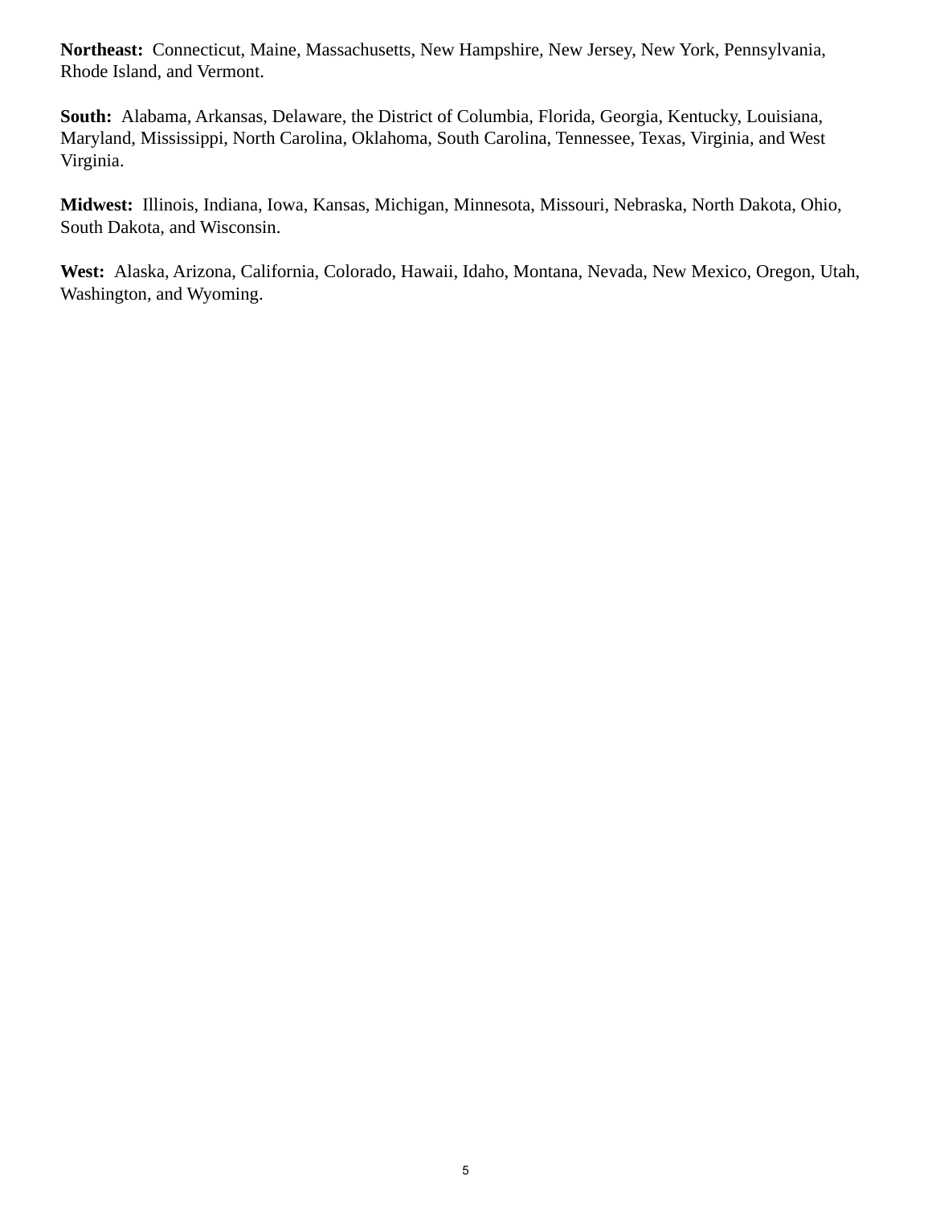**Northeast:** Connecticut, Maine, Massachusetts, New Hampshire, New Jersey, New York, Pennsylvania, Rhode Island, and Vermont.

**South:** Alabama, Arkansas, Delaware, the District of Columbia, Florida, Georgia, Kentucky, Louisiana, Maryland, Mississippi, North Carolina, Oklahoma, South Carolina, Tennessee, Texas, Virginia, and West Virginia.

**Midwest:** Illinois, Indiana, Iowa, Kansas, Michigan, Minnesota, Missouri, Nebraska, North Dakota, Ohio, South Dakota, and Wisconsin.

**West:** Alaska, Arizona, California, Colorado, Hawaii, Idaho, Montana, Nevada, New Mexico, Oregon, Utah, Washington, and Wyoming.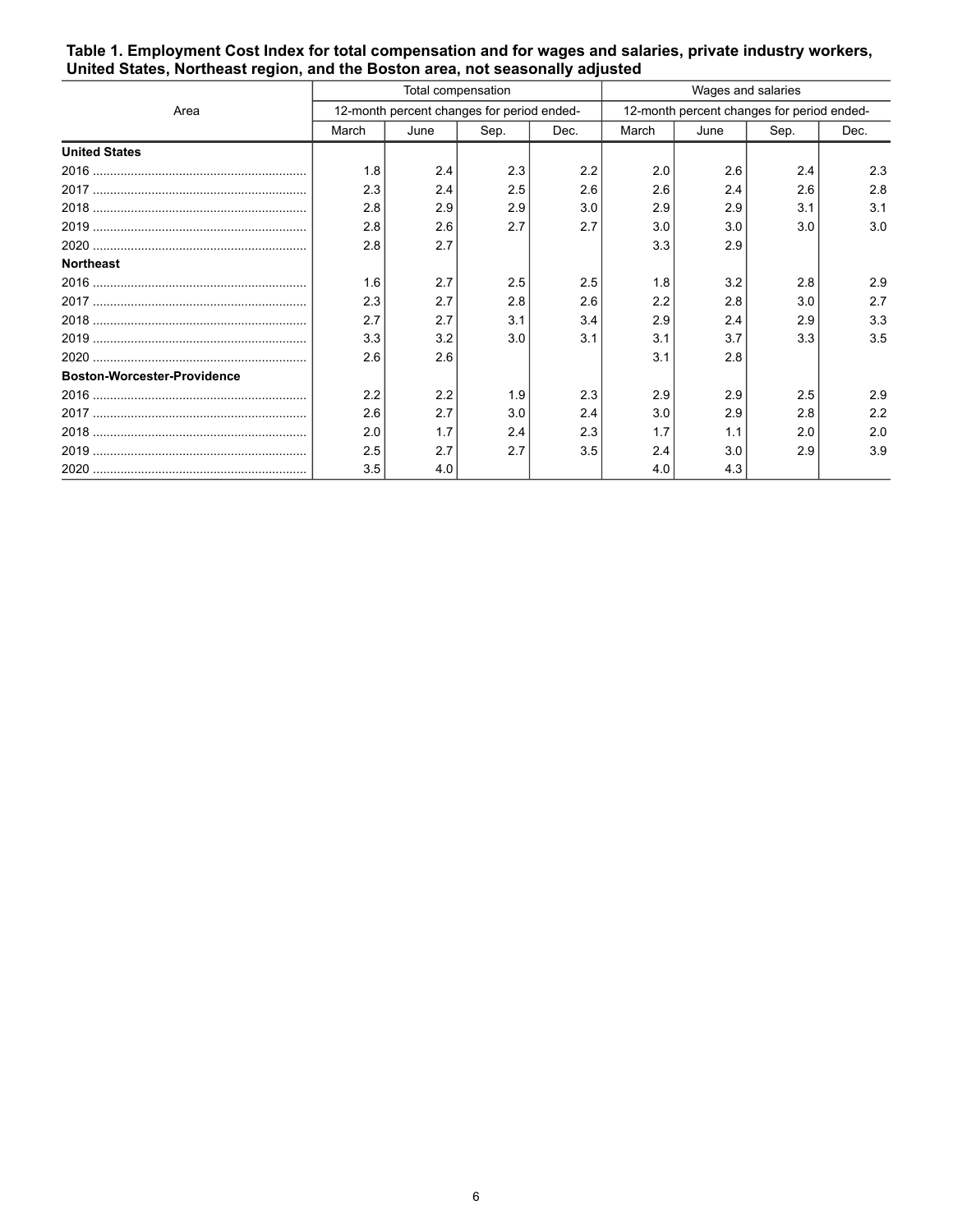**Table 1. Employment Cost Index for total compensation and for wages and salaries, private industry workers, United States, Northeast region, and the Boston area, not seasonally adjusted**

| Area | Total compensation | | | | Wages and salaries | | | |
|---|---|---|---|---|---|---|---|---|
| | 12-month percent changes for period ended- | | | | 12-month percent changes for period ended- | | | |
| | March | June | Sep. | Dec. | March | June | Sep. | Dec. |
| **United States** | | | | | | | | |
| 2016 | 1.8 | 2.4 | 2.3 | 2.2 | 2.0 | 2.6 | 2.4 | 2.3 |
| 2017 | 2.3 | 2.4 | 2.5 | 2.6 | 2.6 | 2.4 | 2.6 | 2.8 |
| 2018 | 2.8 | 2.9 | 2.9 | 3.0 | 2.9 | 2.9 | 3.1 | 3.1 |
| 2019 | 2.8 | 2.6 | 2.7 | 2.7 | 3.0 | 3.0 | 3.0 | 3.0 |
| 2020 | 2.8 | 2.7 | | | 3.3 | 2.9 | | |
| **Northeast** | | | | | | | | |
| 2016 | 1.6 | 2.7 | 2.5 | 2.5 | 1.8 | 3.2 | 2.8 | 2.9 |
| 2017 | 2.3 | 2.7 | 2.8 | 2.6 | 2.2 | 2.8 | 3.0 | 2.7 |
| 2018 | 2.7 | 2.7 | 3.1 | 3.4 | 2.9 | 2.4 | 2.9 | 3.3 |
| 2019 | 3.3 | 3.2 | 3.0 | 3.1 | 3.1 | 3.7 | 3.3 | 3.5 |
| 2020 | 2.6 | 2.6 | | | 3.1 | 2.8 | | |
| **Boston-Worcester-Providence** | | | | | | | | |
| 2016 | 2.2 | 2.2 | 1.9 | 2.3 | 2.9 | 2.9 | 2.5 | 2.9 |
| 2017 | 2.6 | 2.7 | 3.0 | 2.4 | 3.0 | 2.9 | 2.8 | 2.2 |
| 2018 | 2.0 | 1.7 | 2.4 | 2.3 | 1.7 | 1.1 | 2.0 | 2.0 |
| 2019 | 2.5 | 2.7 | 2.7 | 3.5 | 2.4 | 3.0 | 2.9 | 3.9 |
| 2020 | 3.5 | 4.0 | | | 4.0 | 4.3 | | |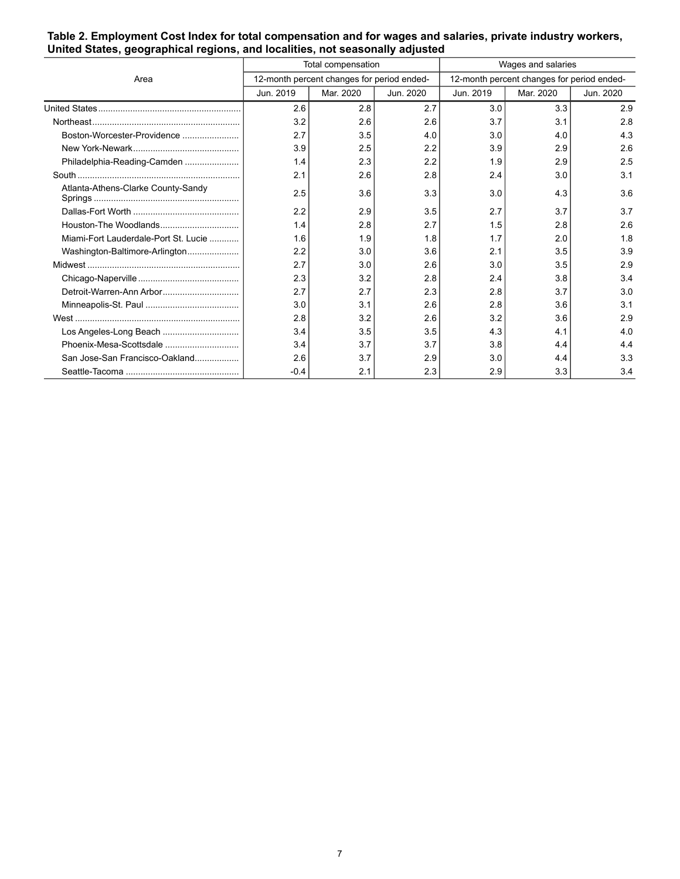**Table 2. Employment Cost Index for total compensation and for wages and salaries, private industry workers, United States, geographical regions, and localities, not seasonally adjusted**

| Area | Total compensation | | | Wages and salaries | | |
|---|---|---|---|---|---|---|
| | 12-month percent changes for period ended- | | | 12-month percent changes for period ended- | | |
| | Jun. 2019 | Mar. 2020 | Jun. 2020 | Jun. 2019 | Mar. 2020 | Jun. 2020 |
| United States | 2.6 | 2.8 | 2.7 | 3.0 | 3.3 | 2.9 |
| Northeast | 3.2 | 2.6 | 2.6 | 3.7 | 3.1 | 2.8 |
| Boston-Worcester-Providence | 2.7 | 3.5 | 4.0 | 3.0 | 4.0 | 4.3 |
| New York-Newark | 3.9 | 2.5 | 2.2 | 3.9 | 2.9 | 2.6 |
| Philadelphia-Reading-Camden | 1.4 | 2.3 | 2.2 | 1.9 | 2.9 | 2.5 |
| South | 2.1 | 2.6 | 2.8 | 2.4 | 3.0 | 3.1 |
| Atlanta-Athens-Clarke County-Sandy Springs | 2.5 | 3.6 | 3.3 | 3.0 | 4.3 | 3.6 |
| Dallas-Fort Worth | 2.2 | 2.9 | 3.5 | 2.7 | 3.7 | 3.7 |
| Houston-The Woodlands | 1.4 | 2.8 | 2.7 | 1.5 | 2.8 | 2.6 |
| Miami-Fort Lauderdale-Port St. Lucie | 1.6 | 1.9 | 1.8 | 1.7 | 2.0 | 1.8 |
| Washington-Baltimore-Arlington | 2.2 | 3.0 | 3.6 | 2.1 | 3.5 | 3.9 |
| Midwest | 2.7 | 3.0 | 2.6 | 3.0 | 3.5 | 2.9 |
| Chicago-Naperville | 2.3 | 3.2 | 2.8 | 2.4 | 3.8 | 3.4 |
| Detroit-Warren-Ann Arbor | 2.7 | 2.7 | 2.3 | 2.8 | 3.7 | 3.0 |
| Minneapolis-St. Paul | 3.0 | 3.1 | 2.6 | 2.8 | 3.6 | 3.1 |
| West | 2.8 | 3.2 | 2.6 | 3.2 | 3.6 | 2.9 |
| Los Angeles-Long Beach | 3.4 | 3.5 | 3.5 | 4.3 | 4.1 | 4.0 |
| Phoenix-Mesa-Scottsdale | 3.4 | 3.7 | 3.7 | 3.8 | 4.4 | 4.4 |
| San Jose-San Francisco-Oakland | 2.6 | 3.7 | 2.9 | 3.0 | 4.4 | 3.3 |
| Seattle-Tacoma | -0.4 | 2.1 | 2.3 | 2.9 | 3.3 | 3.4 |